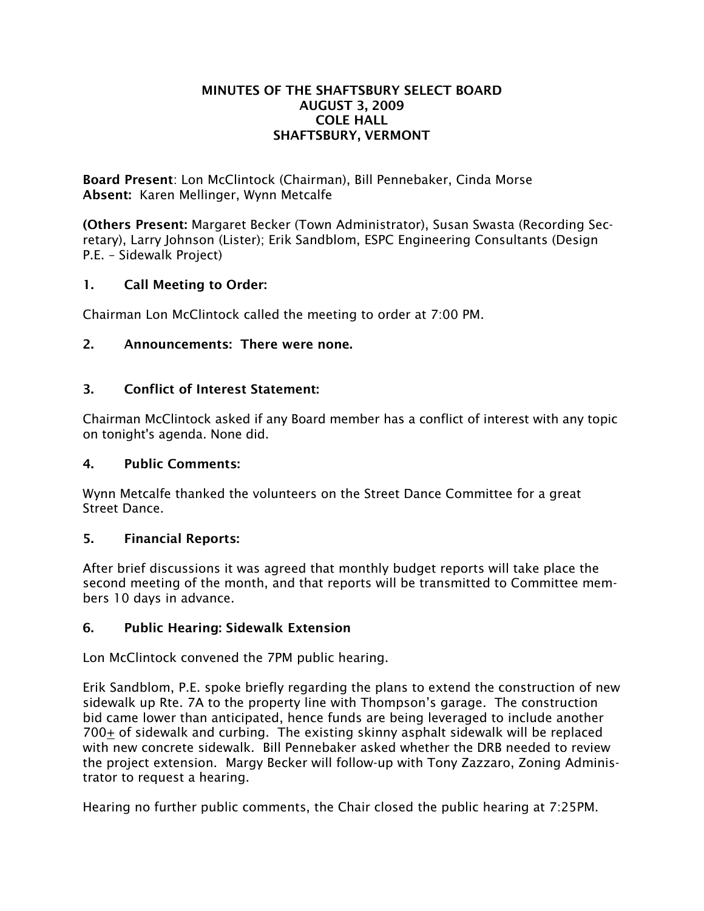# MINUTES OF THE SHAFTSBURY SELECT BOARD
## AUGUST 3, 2009
## COLE HALL
## SHAFTSBURY, VERMONT

**Board Present**: Lon McClintock (Chairman), Bill Pennebaker, Cinda Morse
**Absent:** Karen Mellinger, Wynn Metcalfe

**(Others Present:** Margaret Becker (Town Administrator), Susan Swasta (Recording Secretary), Larry Johnson (Lister); Erik Sandblom, ESPC Engineering Consultants (Design P.E. – Sidewalk Project)

### 1. Call Meeting to Order:

Chairman Lon McClintock called the meeting to order at 7:00 PM.

### 2. Announcements: There were none.

### 3. Conflict of Interest Statement:

Chairman McClintock asked if any Board member has a conflict of interest with any topic on tonight's agenda. None did.

### 4. Public Comments:

Wynn Metcalfe thanked the volunteers on the Street Dance Committee for a great Street Dance.

### 5. Financial Reports:

After brief discussions it was agreed that monthly budget reports will take place the second meeting of the month, and that reports will be transmitted to Committee members 10 days in advance.

### 6. Public Hearing: Sidewalk Extension

Lon McClintock convened the 7PM public hearing.

Erik Sandblom, P.E. spoke briefly regarding the plans to extend the construction of new sidewalk up Rte. 7A to the property line with Thompson's garage. The construction bid came lower than anticipated, hence funds are being leveraged to include another 700± of sidewalk and curbing. The existing skinny asphalt sidewalk will be replaced with new concrete sidewalk. Bill Pennebaker asked whether the DRB needed to review the project extension. Margy Becker will follow-up with Tony Zazzaro, Zoning Administrator to request a hearing.

Hearing no further public comments, the Chair closed the public hearing at 7:25PM.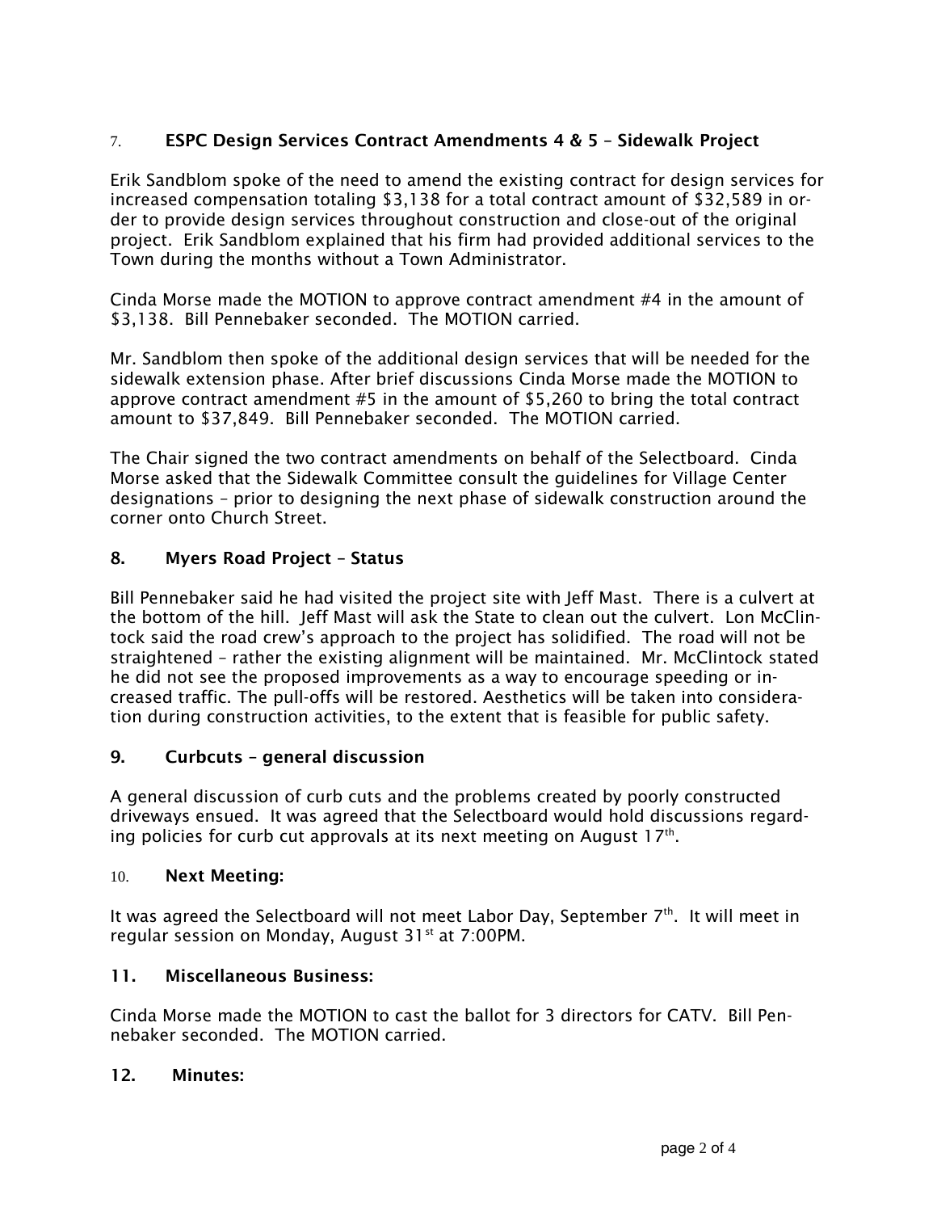## 7. ESPC Design Services Contract Amendments 4 & 5 – Sidewalk Project

Erik Sandblom spoke of the need to amend the existing contract for design services for increased compensation totaling $3,138 for a total contract amount of $32,589 in order to provide design services throughout construction and close-out of the original project. Erik Sandblom explained that his firm had provided additional services to the Town during the months without a Town Administrator.

Cinda Morse made the MOTION to approve contract amendment #4 in the amount of $3,138. Bill Pennebaker seconded. The MOTION carried.

Mr. Sandblom then spoke of the additional design services that will be needed for the sidewalk extension phase. After brief discussions Cinda Morse made the MOTION to approve contract amendment #5 in the amount of $5,260 to bring the total contract amount to $37,849. Bill Pennebaker seconded. The MOTION carried.

The Chair signed the two contract amendments on behalf of the Selectboard. Cinda Morse asked that the Sidewalk Committee consult the guidelines for Village Center designations – prior to designing the next phase of sidewalk construction around the corner onto Church Street.

## 8. Myers Road Project – Status

Bill Pennebaker said he had visited the project site with Jeff Mast. There is a culvert at the bottom of the hill. Jeff Mast will ask the State to clean out the culvert. Lon McClintock said the road crew's approach to the project has solidified. The road will not be straightened – rather the existing alignment will be maintained. Mr. McClintock stated he did not see the proposed improvements as a way to encourage speeding or increased traffic. The pull-offs will be restored. Aesthetics will be taken into consideration during construction activities, to the extent that is feasible for public safety.

## 9. Curbcuts – general discussion

A general discussion of curb cuts and the problems created by poorly constructed driveways ensued. It was agreed that the Selectboard would hold discussions regarding policies for curb cut approvals at its next meeting on August 17th.

## 10. Next Meeting:

It was agreed the Selectboard will not meet Labor Day, September 7th. It will meet in regular session on Monday, August 31st at 7:00PM.

## 11. Miscellaneous Business:

Cinda Morse made the MOTION to cast the ballot for 3 directors for CATV. Bill Pennebaker seconded. The MOTION carried.

## 12. Minutes: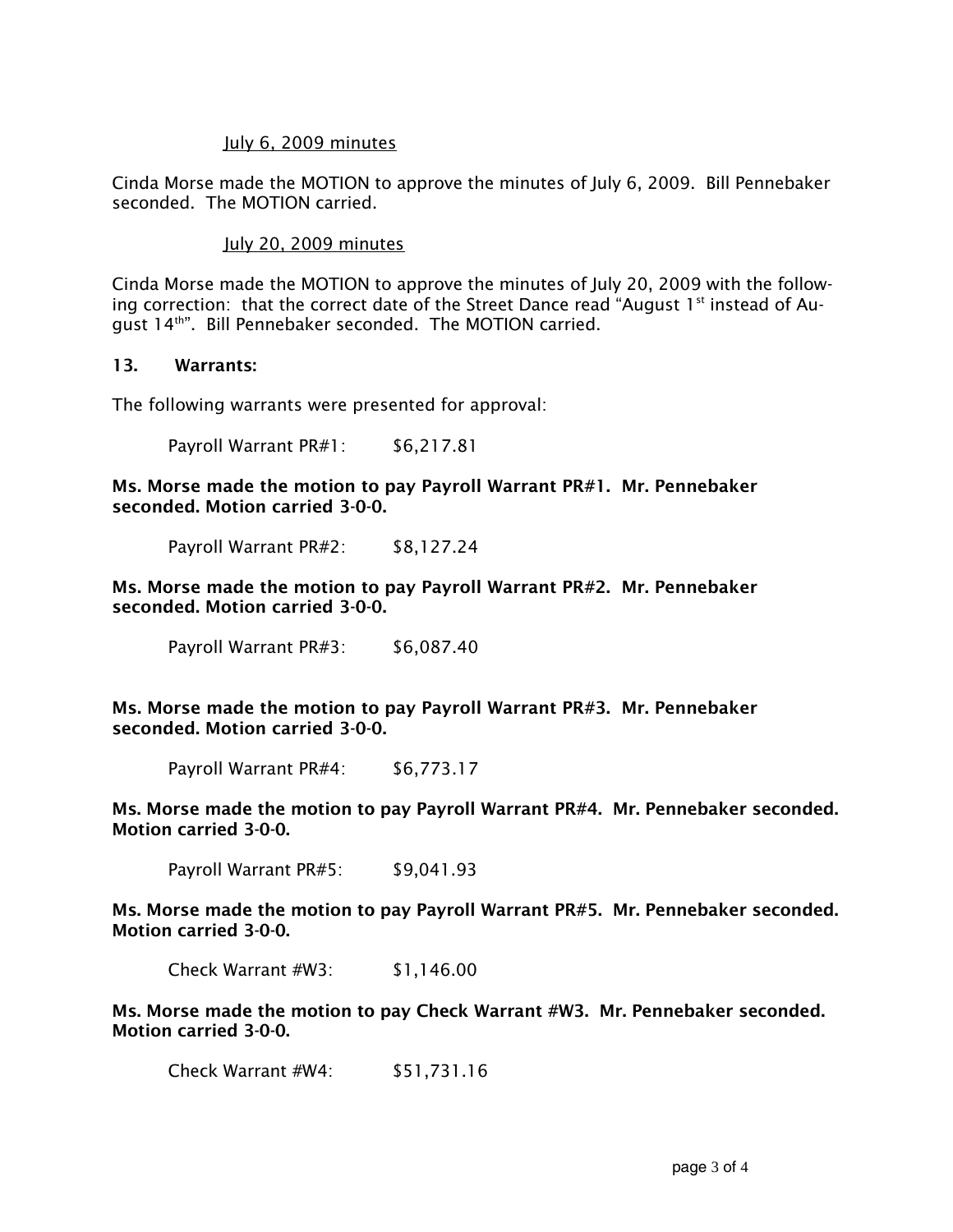July 6, 2009 minutes

Cinda Morse made the MOTION to approve the minutes of July 6, 2009. Bill Pennebaker seconded. The MOTION carried.

July 20, 2009 minutes

Cinda Morse made the MOTION to approve the minutes of July 20, 2009 with the following correction: that the correct date of the Street Dance read "August 1st instead of August 14th". Bill Pennebaker seconded. The MOTION carried.

**13. Warrants:**

The following warrants were presented for approval:

Payroll Warrant PR#1: $6,217.81

**Ms. Morse made the motion to pay Payroll Warrant PR#1. Mr. Pennebaker seconded. Motion carried 3-0-0.**

Payroll Warrant PR#2: $8,127.24

**Ms. Morse made the motion to pay Payroll Warrant PR#2. Mr. Pennebaker seconded. Motion carried 3-0-0.**

Payroll Warrant PR#3: $6,087.40

**Ms. Morse made the motion to pay Payroll Warrant PR#3. Mr. Pennebaker seconded. Motion carried 3-0-0.**

Payroll Warrant PR#4: $6,773.17

**Ms. Morse made the motion to pay Payroll Warrant PR#4. Mr. Pennebaker seconded. Motion carried 3-0-0.**

Payroll Warrant PR#5: $9,041.93

**Ms. Morse made the motion to pay Payroll Warrant PR#5. Mr. Pennebaker seconded. Motion carried 3-0-0.**

Check Warrant #W3: $1,146.00

**Ms. Morse made the motion to pay Check Warrant #W3. Mr. Pennebaker seconded. Motion carried 3-0-0.**

Check Warrant #W4: $51,731.16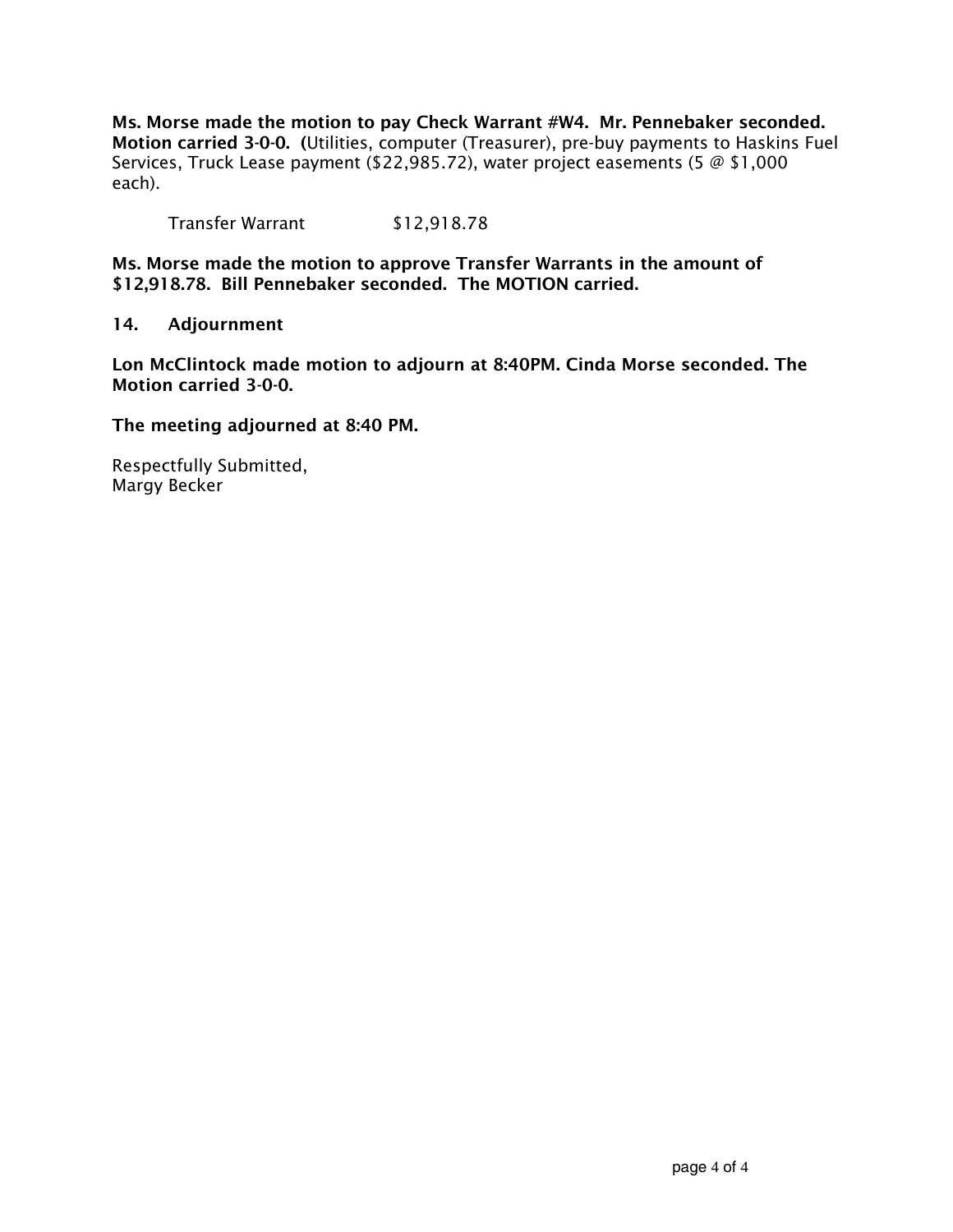**Ms. Morse made the motion to pay Check Warrant #W4. Mr. Pennebaker seconded. Motion carried 3-0-0.** (Utilities, computer (Treasurer), pre-buy payments to Haskins Fuel Services, Truck Lease payment ($22,985.72), water project easements (5 @ $1,000 each).

Transfer Warrant $12,918.78

**Ms. Morse made the motion to approve Transfer Warrants in the amount of $12,918.78. Bill Pennebaker seconded. The MOTION carried.**

**14. Adjournment**

**Lon McClintock made motion to adjourn at 8:40PM. Cinda Morse seconded. The Motion carried 3-0-0.**

**The meeting adjourned at 8:40 PM.**

Respectfully Submitted,
Margy Becker